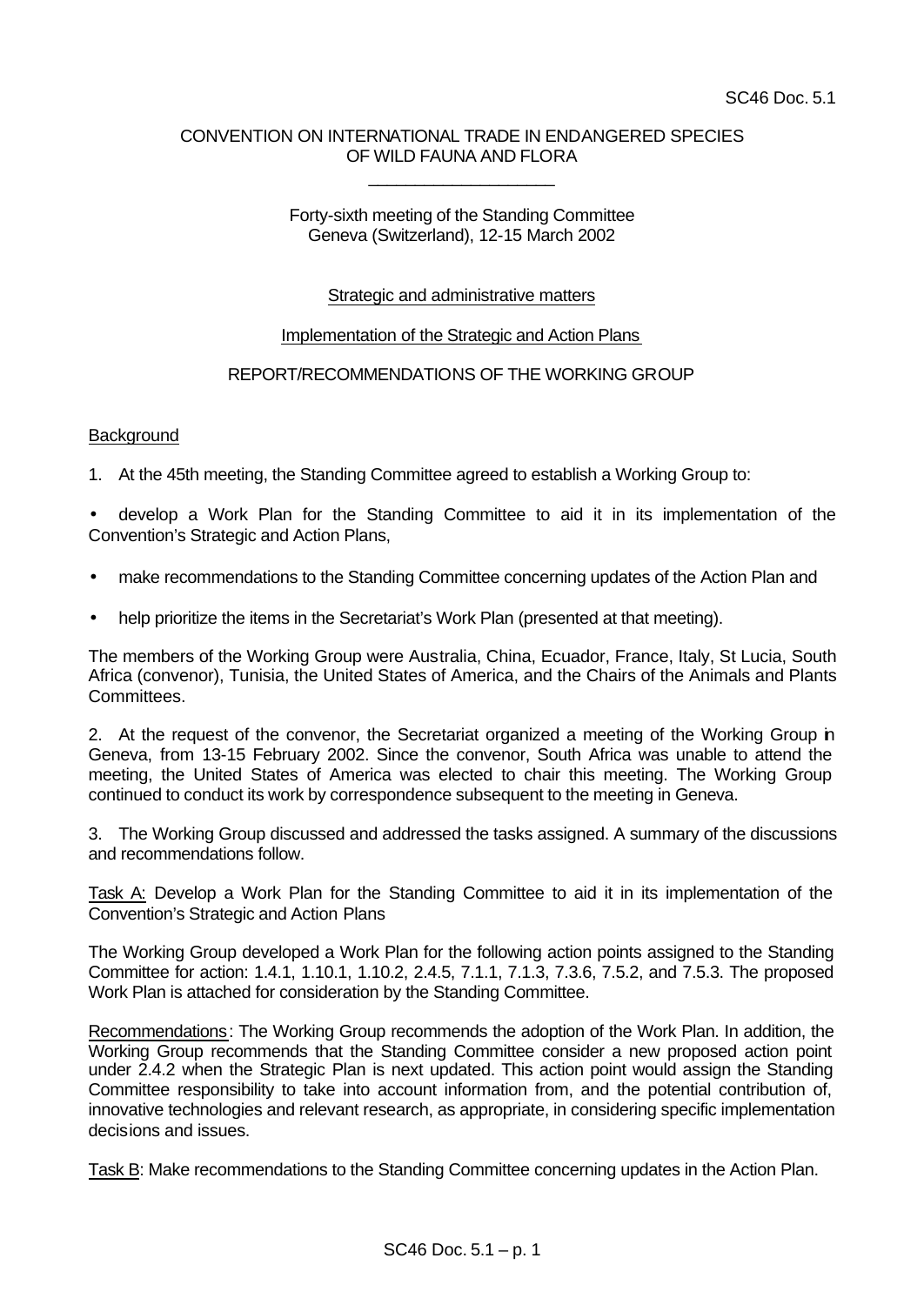SC46 Doc. 5.1

CONVENTION ON INTERNATIONAL TRADE IN ENDANGERED SPECIES OF WILD FAUNA AND FLORA

---

Forty-sixth meeting of the Standing Committee
Geneva (Switzerland), 12-15 March 2002

Strategic and administrative matters

Implementation of the Strategic and Action Plans

REPORT/RECOMMENDATIONS OF THE WORKING GROUP

## Background

1. At the 45th meeting, the Standing Committee agreed to establish a Working Group to:

- develop a Work Plan for the Standing Committee to aid it in its implementation of the Convention's Strategic and Action Plans,
- make recommendations to the Standing Committee concerning updates of the Action Plan and
- help prioritize the items in the Secretariat's Work Plan (presented at that meeting).

The members of the Working Group were Australia, China, Ecuador, France, Italy, St Lucia, South Africa (convenor), Tunisia, the United States of America, and the Chairs of the Animals and Plants Committees.

2. At the request of the convenor, the Secretariat organized a meeting of the Working Group in Geneva, from 13-15 February 2002. Since the convenor, South Africa was unable to attend the meeting, the United States of America was elected to chair this meeting. The Working Group continued to conduct its work by correspondence subsequent to the meeting in Geneva.

3. The Working Group discussed and addressed the tasks assigned. A summary of the discussions and recommendations follow.

Task A: Develop a Work Plan for the Standing Committee to aid it in its implementation of the Convention's Strategic and Action Plans

The Working Group developed a Work Plan for the following action points assigned to the Standing Committee for action: 1.4.1, 1.10.1, 1.10.2, 2.4.5, 7.1.1, 7.1.3, 7.3.6, 7.5.2, and 7.5.3. The proposed Work Plan is attached for consideration by the Standing Committee.

Recommendations: The Working Group recommends the adoption of the Work Plan. In addition, the Working Group recommends that the Standing Committee consider a new proposed action point under 2.4.2 when the Strategic Plan is next updated. This action point would assign the Standing Committee responsibility to take into account information from, and the potential contribution of, innovative technologies and relevant research, as appropriate, in considering specific implementation decisions and issues.

Task B: Make recommendations to the Standing Committee concerning updates in the Action Plan.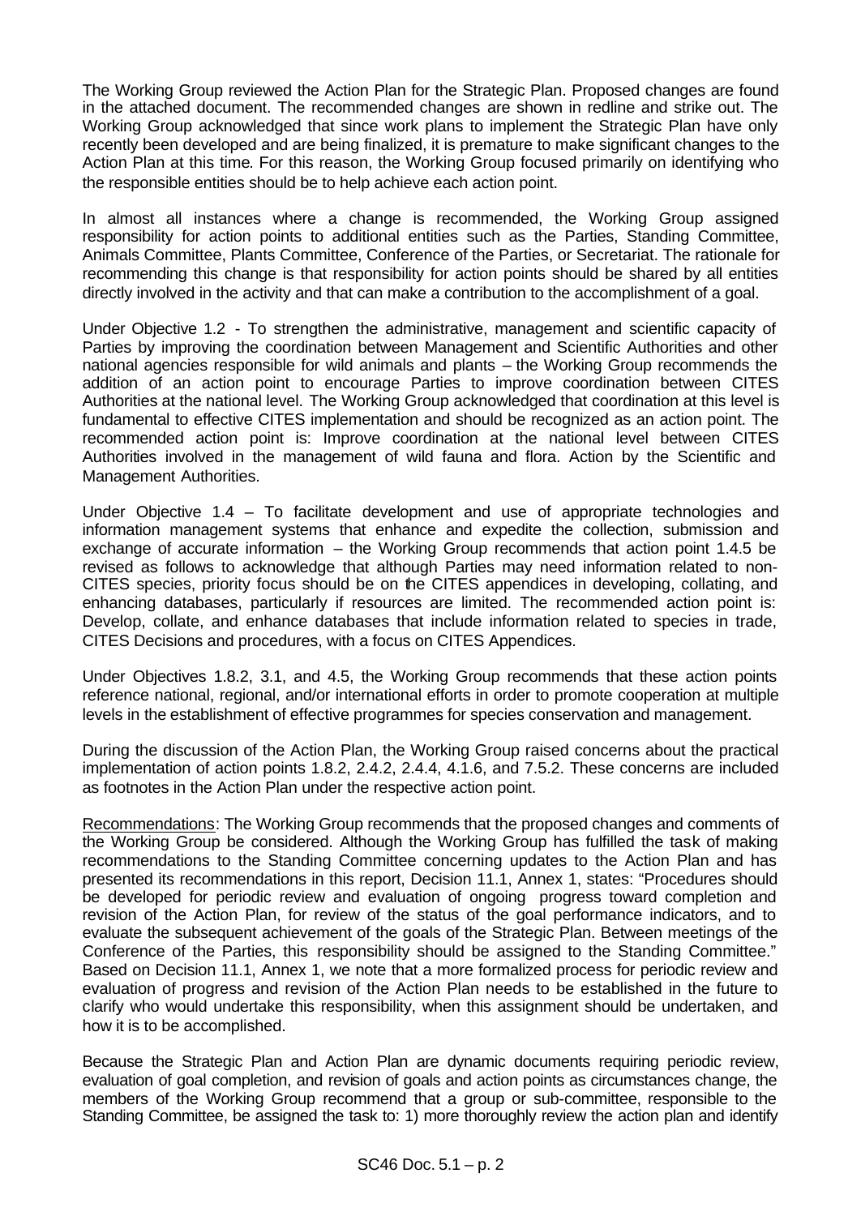The Working Group reviewed the Action Plan for the Strategic Plan. Proposed changes are found in the attached document. The recommended changes are shown in redline and strike out. The Working Group acknowledged that since work plans to implement the Strategic Plan have only recently been developed and are being finalized, it is premature to make significant changes to the Action Plan at this time. For this reason, the Working Group focused primarily on identifying who the responsible entities should be to help achieve each action point.

In almost all instances where a change is recommended, the Working Group assigned responsibility for action points to additional entities such as the Parties, Standing Committee, Animals Committee, Plants Committee, Conference of the Parties, or Secretariat. The rationale for recommending this change is that responsibility for action points should be shared by all entities directly involved in the activity and that can make a contribution to the accomplishment of a goal.

Under Objective 1.2 - To strengthen the administrative, management and scientific capacity of Parties by improving the coordination between Management and Scientific Authorities and other national agencies responsible for wild animals and plants – the Working Group recommends the addition of an action point to encourage Parties to improve coordination between CITES Authorities at the national level. The Working Group acknowledged that coordination at this level is fundamental to effective CITES implementation and should be recognized as an action point. The recommended action point is: Improve coordination at the national level between CITES Authorities involved in the management of wild fauna and flora. Action by the Scientific and Management Authorities.

Under Objective 1.4 – To facilitate development and use of appropriate technologies and information management systems that enhance and expedite the collection, submission and exchange of accurate information – the Working Group recommends that action point 1.4.5 be revised as follows to acknowledge that although Parties may need information related to non-CITES species, priority focus should be on the CITES appendices in developing, collating, and enhancing databases, particularly if resources are limited. The recommended action point is: Develop, collate, and enhance databases that include information related to species in trade, CITES Decisions and procedures, with a focus on CITES Appendices.

Under Objectives 1.8.2, 3.1, and 4.5, the Working Group recommends that these action points reference national, regional, and/or international efforts in order to promote cooperation at multiple levels in the establishment of effective programmes for species conservation and management.

During the discussion of the Action Plan, the Working Group raised concerns about the practical implementation of action points 1.8.2, 2.4.2, 2.4.4, 4.1.6, and 7.5.2. These concerns are included as footnotes in the Action Plan under the respective action point.

Recommendations: The Working Group recommends that the proposed changes and comments of the Working Group be considered. Although the Working Group has fulfilled the task of making recommendations to the Standing Committee concerning updates to the Action Plan and has presented its recommendations in this report, Decision 11.1, Annex 1, states: "Procedures should be developed for periodic review and evaluation of ongoing progress toward completion and revision of the Action Plan, for review of the status of the goal performance indicators, and to evaluate the subsequent achievement of the goals of the Strategic Plan. Between meetings of the Conference of the Parties, this responsibility should be assigned to the Standing Committee." Based on Decision 11.1, Annex 1, we note that a more formalized process for periodic review and evaluation of progress and revision of the Action Plan needs to be established in the future to clarify who would undertake this responsibility, when this assignment should be undertaken, and how it is to be accomplished.

Because the Strategic Plan and Action Plan are dynamic documents requiring periodic review, evaluation of goal completion, and revision of goals and action points as circumstances change, the members of the Working Group recommend that a group or sub-committee, responsible to the Standing Committee, be assigned the task to: 1) more thoroughly review the action plan and identify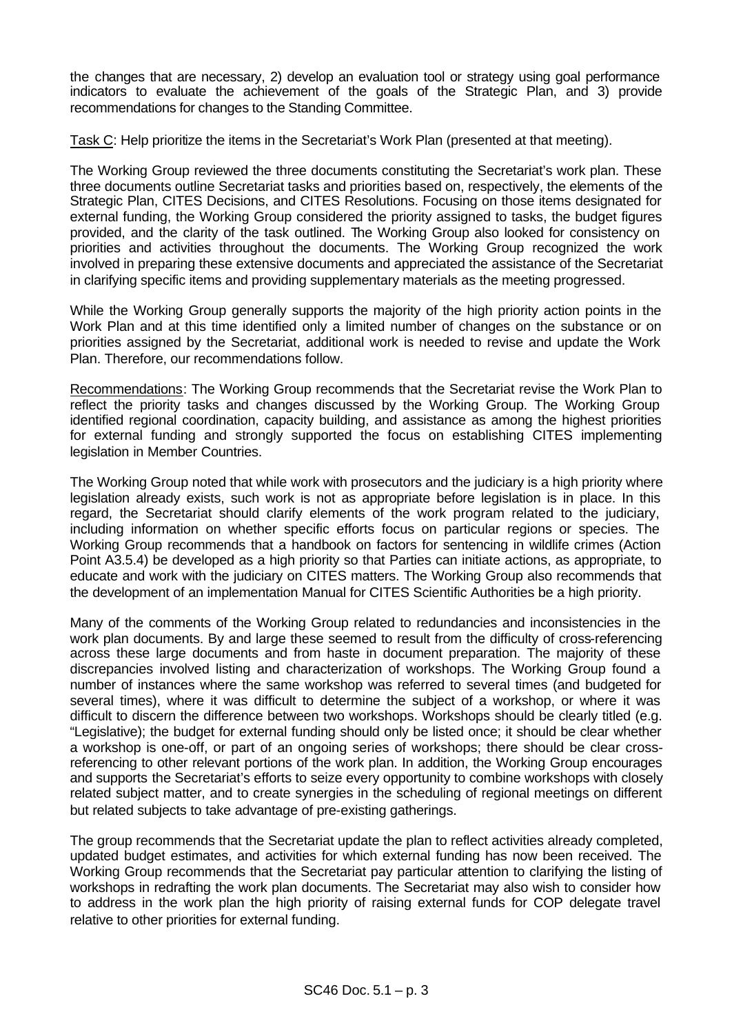the changes that are necessary, 2) develop an evaluation tool or strategy using goal performance indicators to evaluate the achievement of the goals of the Strategic Plan, and 3) provide recommendations for changes to the Standing Committee.

Task C: Help prioritize the items in the Secretariat's Work Plan (presented at that meeting).

The Working Group reviewed the three documents constituting the Secretariat's work plan. These three documents outline Secretariat tasks and priorities based on, respectively, the elements of the Strategic Plan, CITES Decisions, and CITES Resolutions. Focusing on those items designated for external funding, the Working Group considered the priority assigned to tasks, the budget figures provided, and the clarity of the task outlined. The Working Group also looked for consistency on priorities and activities throughout the documents. The Working Group recognized the work involved in preparing these extensive documents and appreciated the assistance of the Secretariat in clarifying specific items and providing supplementary materials as the meeting progressed.

While the Working Group generally supports the majority of the high priority action points in the Work Plan and at this time identified only a limited number of changes on the substance or on priorities assigned by the Secretariat, additional work is needed to revise and update the Work Plan. Therefore, our recommendations follow.

Recommendations: The Working Group recommends that the Secretariat revise the Work Plan to reflect the priority tasks and changes discussed by the Working Group. The Working Group identified regional coordination, capacity building, and assistance as among the highest priorities for external funding and strongly supported the focus on establishing CITES implementing legislation in Member Countries.

The Working Group noted that while work with prosecutors and the judiciary is a high priority where legislation already exists, such work is not as appropriate before legislation is in place. In this regard, the Secretariat should clarify elements of the work program related to the judiciary, including information on whether specific efforts focus on particular regions or species. The Working Group recommends that a handbook on factors for sentencing in wildlife crimes (Action Point A3.5.4) be developed as a high priority so that Parties can initiate actions, as appropriate, to educate and work with the judiciary on CITES matters. The Working Group also recommends that the development of an implementation Manual for CITES Scientific Authorities be a high priority.

Many of the comments of the Working Group related to redundancies and inconsistencies in the work plan documents. By and large these seemed to result from the difficulty of cross-referencing across these large documents and from haste in document preparation. The majority of these discrepancies involved listing and characterization of workshops. The Working Group found a number of instances where the same workshop was referred to several times (and budgeted for several times), where it was difficult to determine the subject of a workshop, or where it was difficult to discern the difference between two workshops. Workshops should be clearly titled (e.g. "Legislative); the budget for external funding should only be listed once; it should be clear whether a workshop is one-off, or part of an ongoing series of workshops; there should be clear cross-referencing to other relevant portions of the work plan. In addition, the Working Group encourages and supports the Secretariat's efforts to seize every opportunity to combine workshops with closely related subject matter, and to create synergies in the scheduling of regional meetings on different but related subjects to take advantage of pre-existing gatherings.

The group recommends that the Secretariat update the plan to reflect activities already completed, updated budget estimates, and activities for which external funding has now been received. The Working Group recommends that the Secretariat pay particular attention to clarifying the listing of workshops in redrafting the work plan documents. The Secretariat may also wish to consider how to address in the work plan the high priority of raising external funds for COP delegate travel relative to other priorities for external funding.